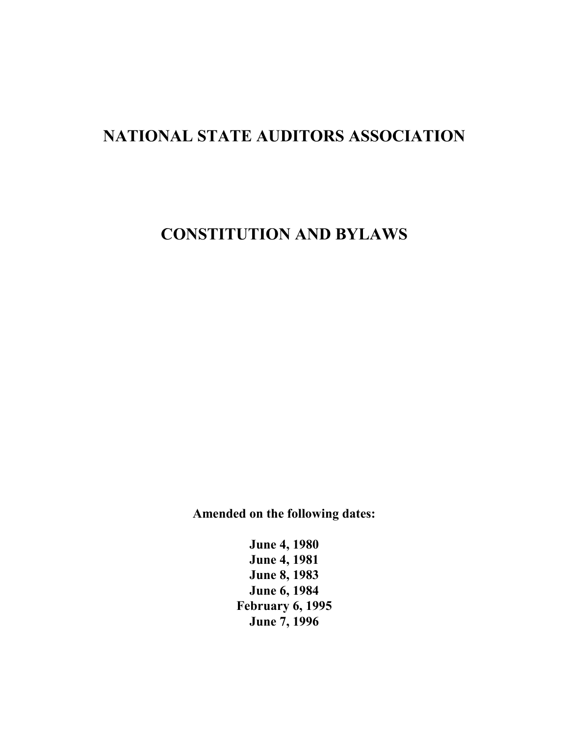# NATIONAL STATE AUDITORS ASSOCIATION

# CONSTITUTION AND BYLAWS

**Amended on the following dates:**

**June 4, 1980**
**June 4, 1981**
**June 8, 1983**
**June 6, 1984**
**February 6, 1995**
**June 7, 1996**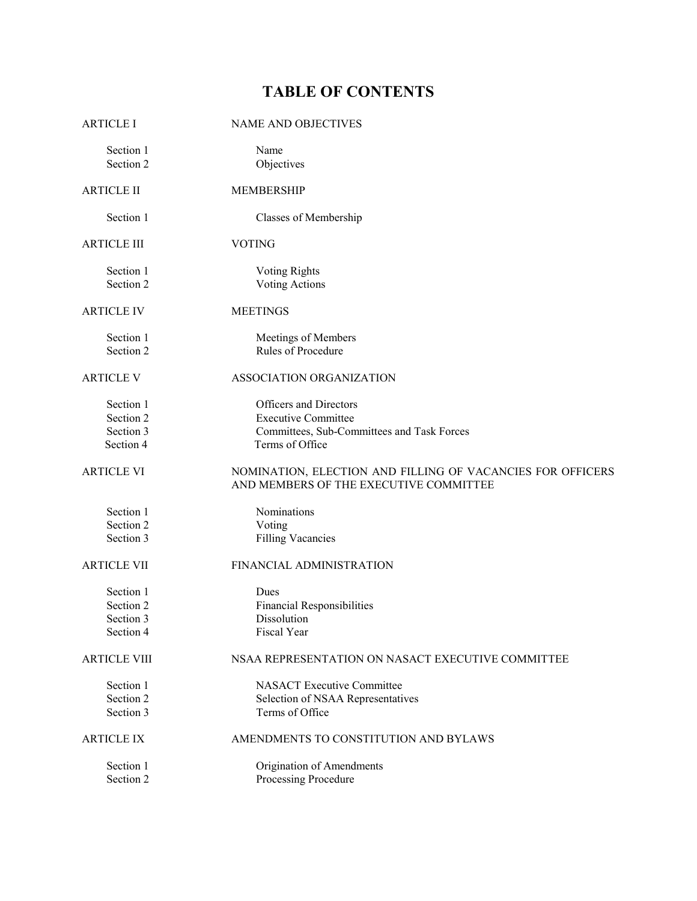# TABLE OF CONTENTS

| | |
|---|---|
| ARTICLE I | NAME AND OBJECTIVES |
| Section 1 | Name |
| Section 2 | Objectives |
| ARTICLE II | MEMBERSHIP |
| Section 1 | Classes of Membership |
| ARTICLE III | VOTING |
| Section 1 | Voting Rights |
| Section 2 | Voting Actions |
| ARTICLE IV | MEETINGS |
| Section 1 | Meetings of Members |
| Section 2 | Rules of Procedure |
| ARTICLE V | ASSOCIATION ORGANIZATION |
| Section 1 | Officers and Directors |
| Section 2 | Executive Committee |
| Section 3 | Committees, Sub-Committees and Task Forces |
| Section 4 | Terms of Office |
| ARTICLE VI | NOMINATION, ELECTION AND FILLING OF VACANCIES FOR OFFICERS AND MEMBERS OF THE EXECUTIVE COMMITTEE |
| Section 1 | Nominations |
| Section 2 | Voting |
| Section 3 | Filling Vacancies |
| ARTICLE VII | FINANCIAL ADMINISTRATION |
| Section 1 | Dues |
| Section 2 | Financial Responsibilities |
| Section 3 | Dissolution |
| Section 4 | Fiscal Year |
| ARTICLE VIII | NSAA REPRESENTATION ON NASACT EXECUTIVE COMMITTEE |
| Section 1 | NASACT Executive Committee |
| Section 2 | Selection of NSAA Representatives |
| Section 3 | Terms of Office |
| ARTICLE IX | AMENDMENTS TO CONSTITUTION AND BYLAWS |
| Section 1 | Origination of Amendments |
| Section 2 | Processing Procedure |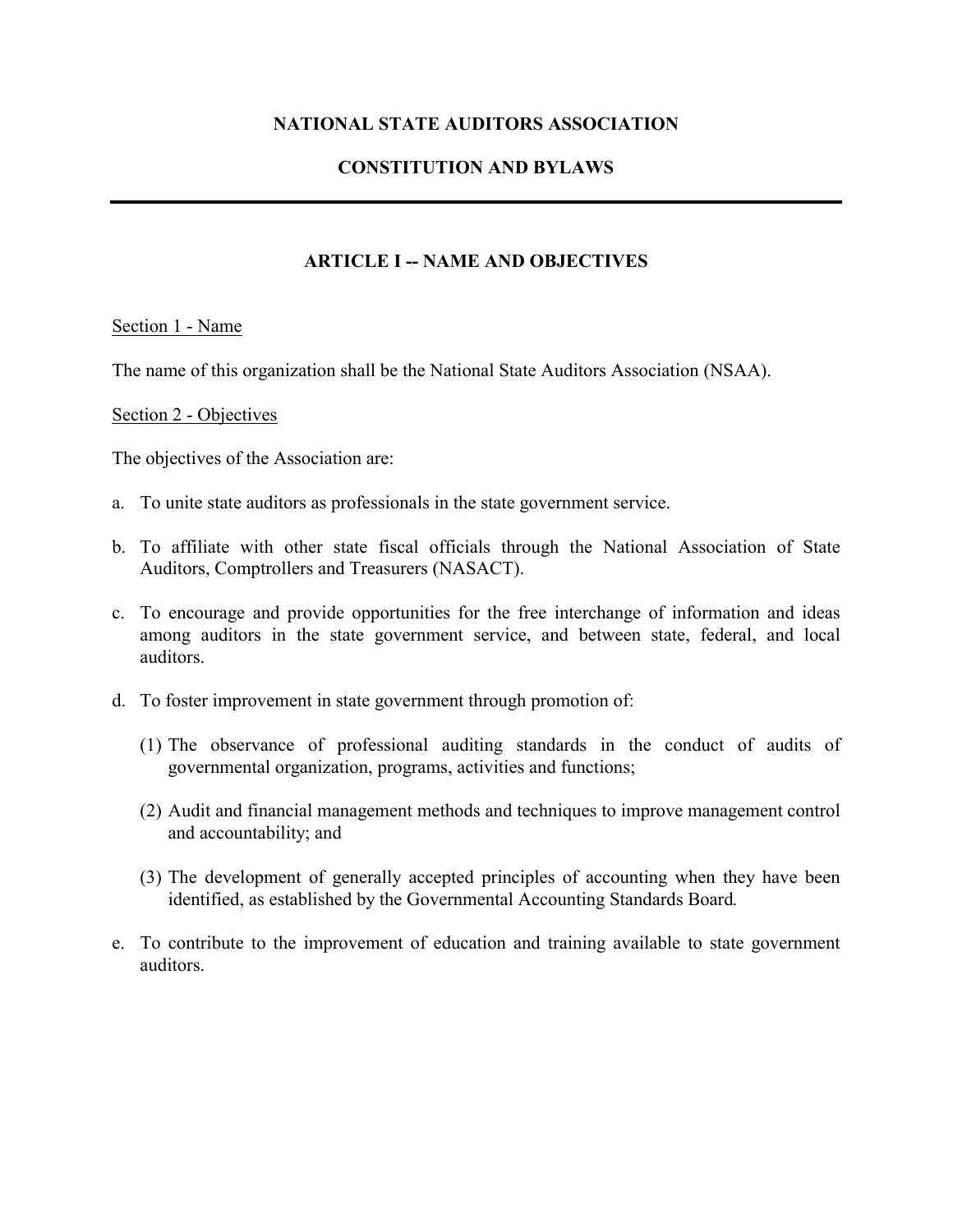# NATIONAL STATE AUDITORS ASSOCIATION

# CONSTITUTION AND BYLAWS

---

## ARTICLE I -- NAME AND OBJECTIVES

<u>Section 1 - Name</u>

The name of this organization shall be the National State Auditors Association (NSAA).

<u>Section 2 - Objectives</u>

The objectives of the Association are:

a. To unite state auditors as professionals in the state government service.

b. To affiliate with other state fiscal officials through the National Association of State Auditors, Comptrollers and Treasurers (NASACT).

c. To encourage and provide opportunities for the free interchange of information and ideas among auditors in the state government service, and between state, federal, and local auditors.

d. To foster improvement in state government through promotion of:

   (1) The observance of professional auditing standards in the conduct of audits of governmental organization, programs, activities and functions;

   (2) Audit and financial management methods and techniques to improve management control and accountability; and

   (3) The development of generally accepted principles of accounting when they have been identified, as established by the Governmental Accounting Standards Board.

e. To contribute to the improvement of education and training available to state government auditors.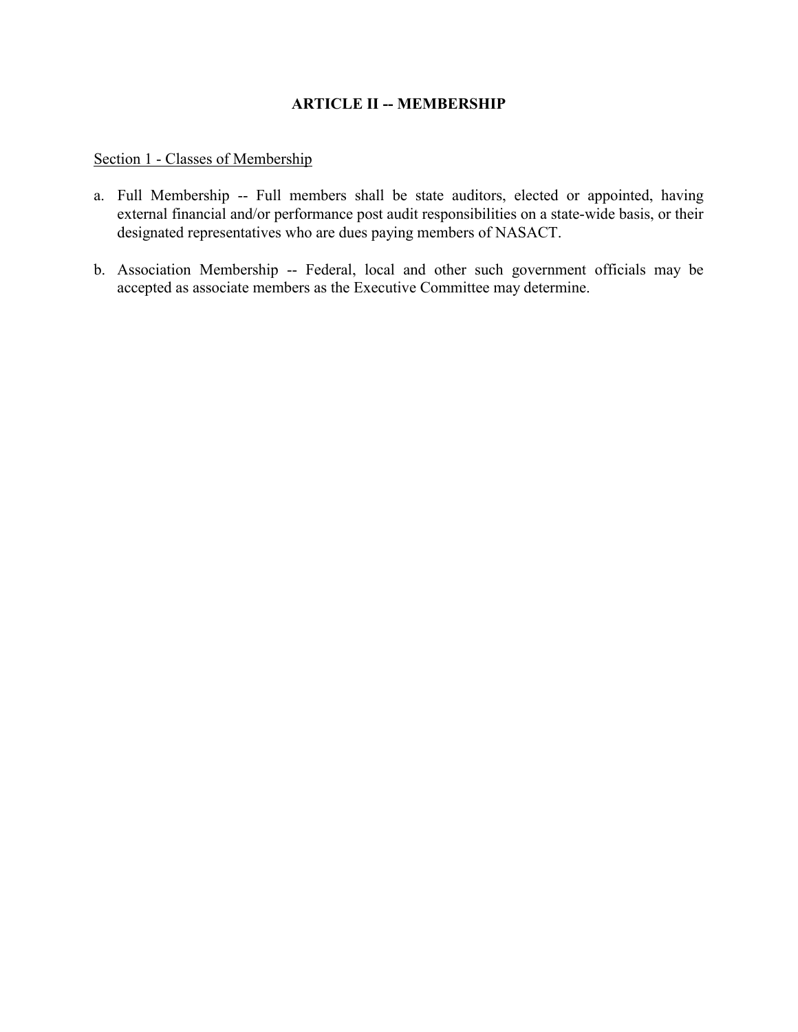## ARTICLE II -- MEMBERSHIP

Section 1 - Classes of Membership

a. Full Membership -- Full members shall be state auditors, elected or appointed, having external financial and/or performance post audit responsibilities on a state-wide basis, or their designated representatives who are dues paying members of NASACT.

b. Association Membership -- Federal, local and other such government officials may be accepted as associate members as the Executive Committee may determine.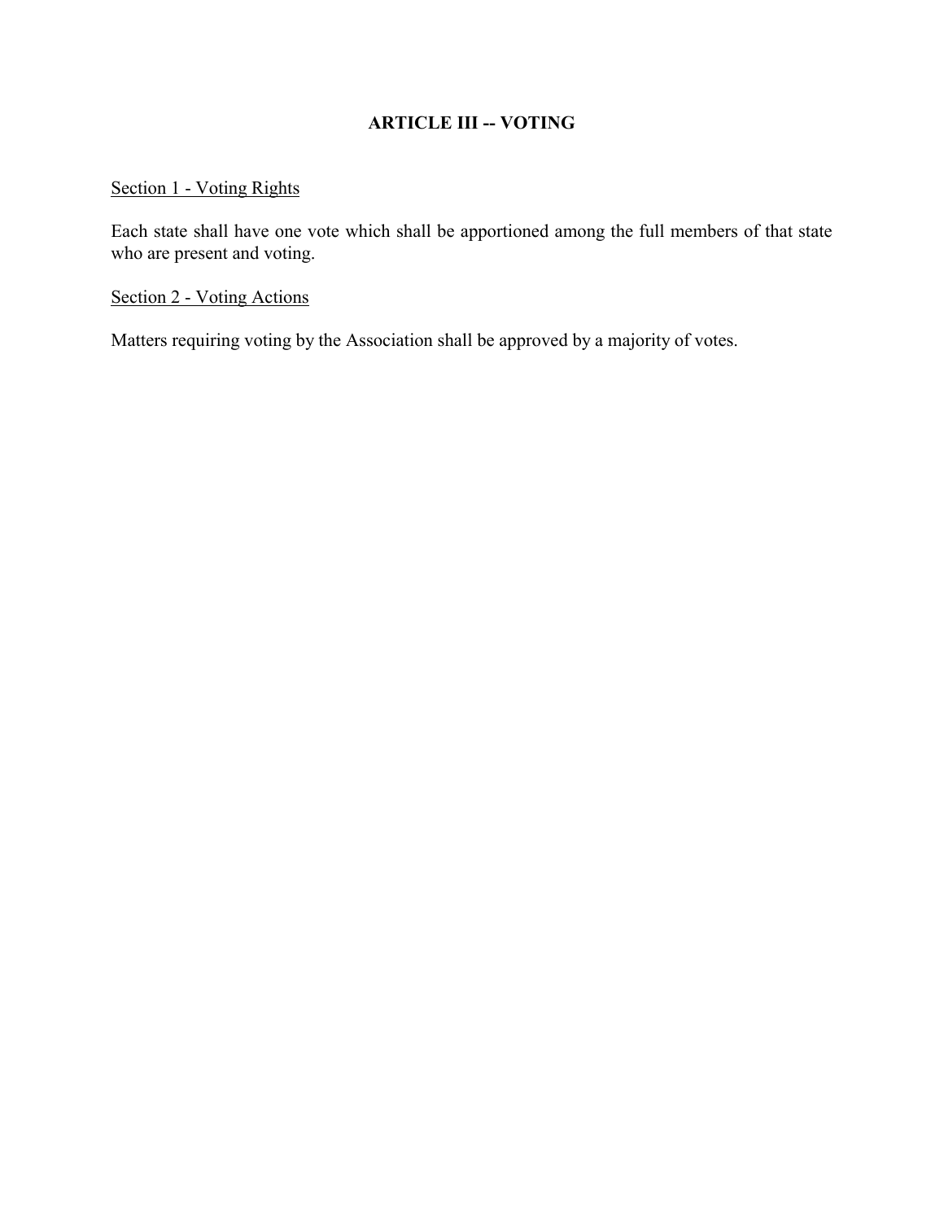## ARTICLE III -- VOTING

Section 1 - Voting Rights

Each state shall have one vote which shall be apportioned among the full members of that state who are present and voting.

Section 2 - Voting Actions

Matters requiring voting by the Association shall be approved by a majority of votes.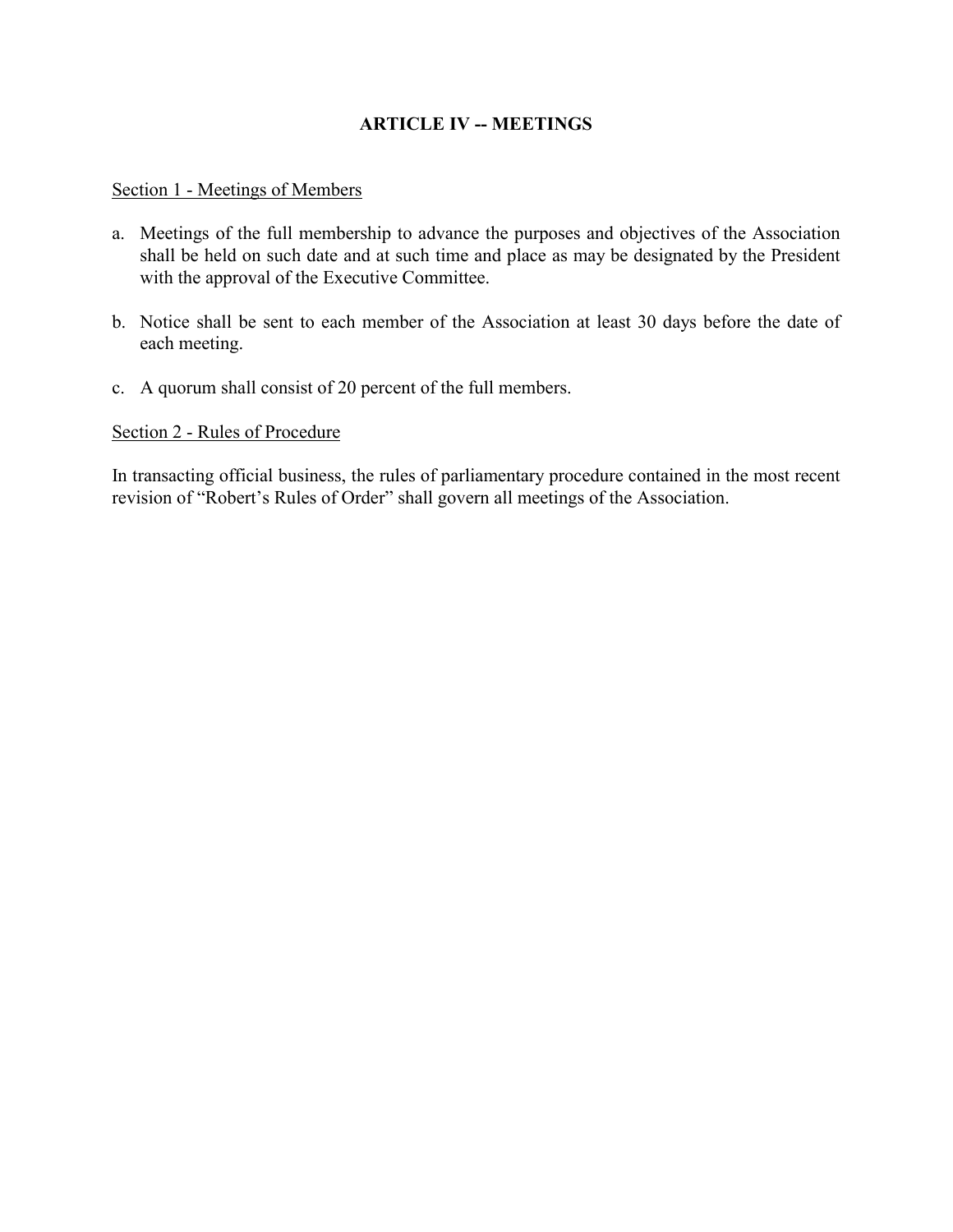## ARTICLE IV -- MEETINGS

Section 1 - Meetings of Members

a. Meetings of the full membership to advance the purposes and objectives of the Association shall be held on such date and at such time and place as may be designated by the President with the approval of the Executive Committee.

b. Notice shall be sent to each member of the Association at least 30 days before the date of each meeting.

c. A quorum shall consist of 20 percent of the full members.

Section 2 - Rules of Procedure

In transacting official business, the rules of parliamentary procedure contained in the most recent revision of "Robert's Rules of Order" shall govern all meetings of the Association.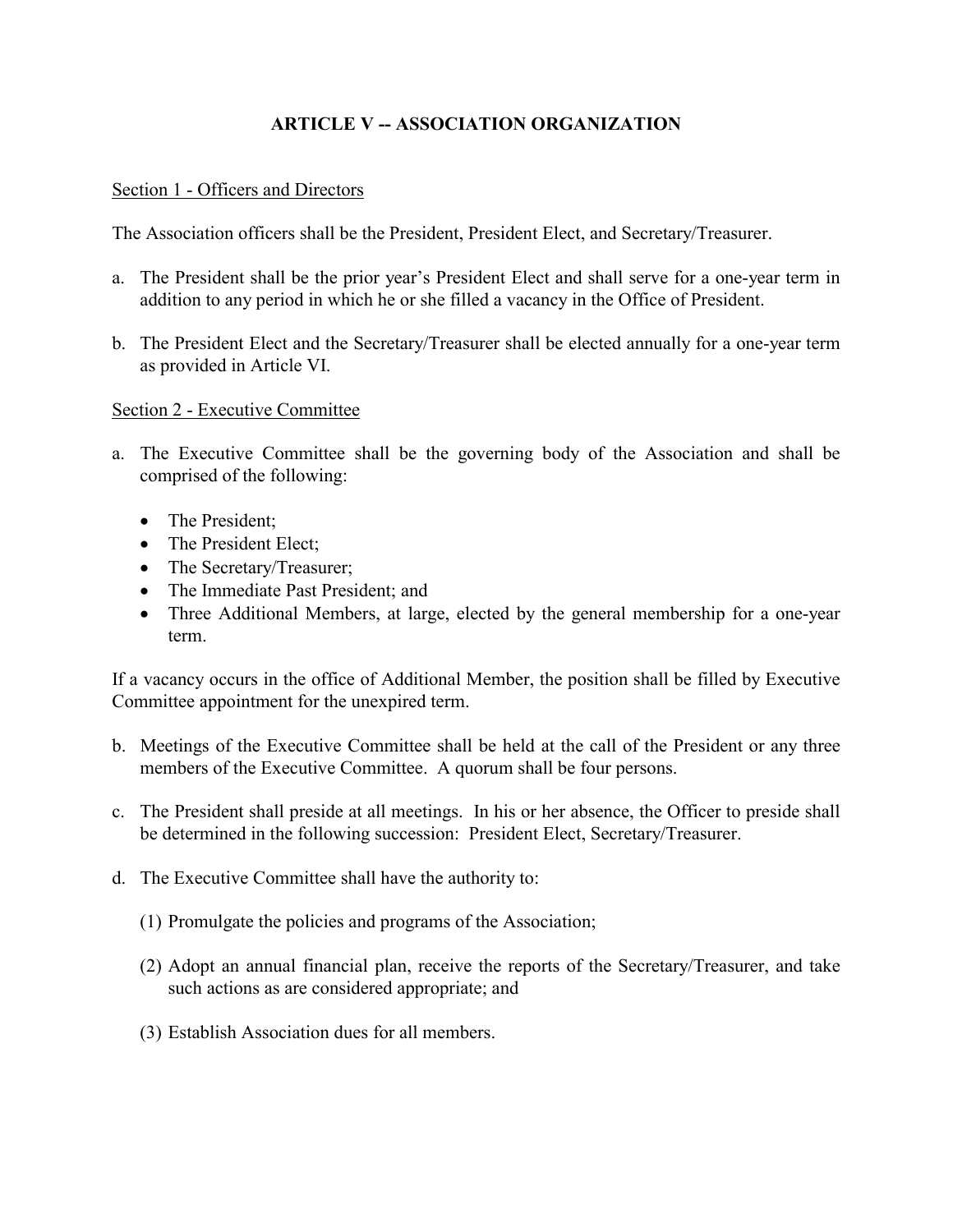## ARTICLE V -- ASSOCIATION ORGANIZATION

### Section 1 - Officers and Directors

The Association officers shall be the President, President Elect, and Secretary/Treasurer.

a. The President shall be the prior year's President Elect and shall serve for a one-year term in addition to any period in which he or she filled a vacancy in the Office of President.

b. The President Elect and the Secretary/Treasurer shall be elected annually for a one-year term as provided in Article VI.

### Section 2 - Executive Committee

a. The Executive Committee shall be the governing body of the Association and shall be comprised of the following:

   - The President;
   - The President Elect;
   - The Secretary/Treasurer;
   - The Immediate Past President; and
   - Three Additional Members, at large, elected by the general membership for a one-year term.

If a vacancy occurs in the office of Additional Member, the position shall be filled by Executive Committee appointment for the unexpired term.

b. Meetings of the Executive Committee shall be held at the call of the President or any three members of the Executive Committee. A quorum shall be four persons.

c. The President shall preside at all meetings. In his or her absence, the Officer to preside shall be determined in the following succession: President Elect, Secretary/Treasurer.

d. The Executive Committee shall have the authority to:

   (1) Promulgate the policies and programs of the Association;

   (2) Adopt an annual financial plan, receive the reports of the Secretary/Treasurer, and take such actions as are considered appropriate; and

   (3) Establish Association dues for all members.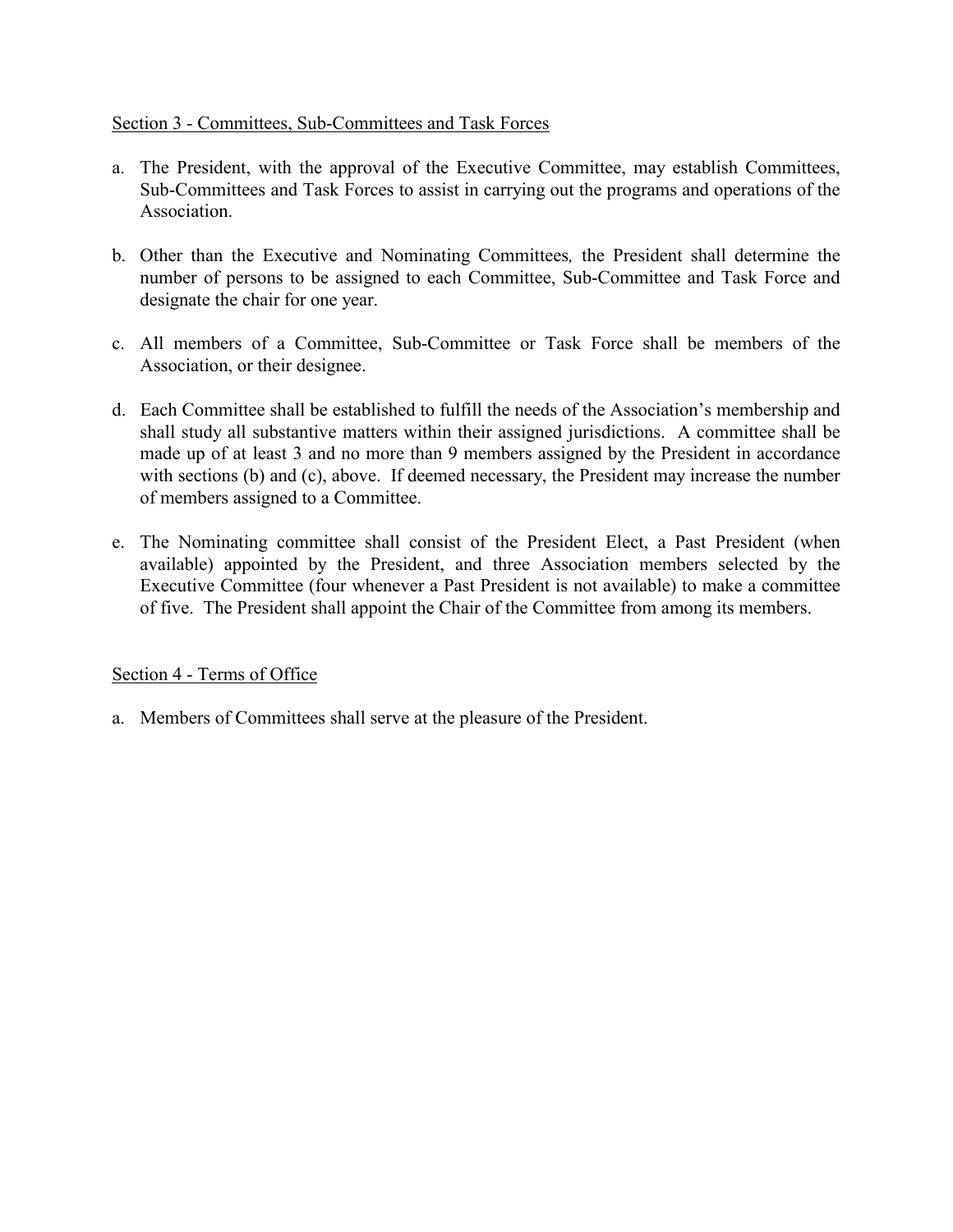Section 3 - Committees, Sub-Committees and Task Forces

a. The President, with the approval of the Executive Committee, may establish Committees, Sub-Committees and Task Forces to assist in carrying out the programs and operations of the Association.

b. Other than the Executive and Nominating Committees*,* the President shall determine the number of persons to be assigned to each Committee, Sub-Committee and Task Force and designate the chair for one year.

c. All members of a Committee, Sub-Committee or Task Force shall be members of the Association, or their designee.

d. Each Committee shall be established to fulfill the needs of the Association's membership and shall study all substantive matters within their assigned jurisdictions. A committee shall be made up of at least 3 and no more than 9 members assigned by the President in accordance with sections (b) and (c), above. If deemed necessary, the President may increase the number of members assigned to a Committee.

e. The Nominating committee shall consist of the President Elect, a Past President (when available) appointed by the President, and three Association members selected by the Executive Committee (four whenever a Past President is not available) to make a committee of five. The President shall appoint the Chair of the Committee from among its members.

Section 4 - Terms of Office

a. Members of Committees shall serve at the pleasure of the President.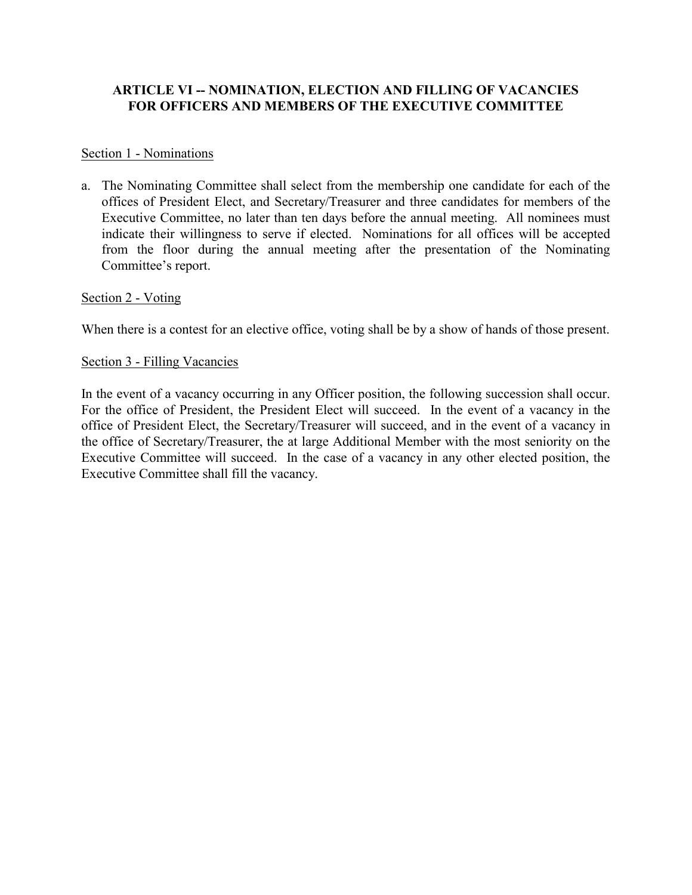## ARTICLE VI -- NOMINATION, ELECTION AND FILLING OF VACANCIES FOR OFFICERS AND MEMBERS OF THE EXECUTIVE COMMITTEE

### Section 1 - Nominations

a. The Nominating Committee shall select from the membership one candidate for each of the offices of President Elect, and Secretary/Treasurer and three candidates for members of the Executive Committee, no later than ten days before the annual meeting. All nominees must indicate their willingness to serve if elected. Nominations for all offices will be accepted from the floor during the annual meeting after the presentation of the Nominating Committee's report.

### Section 2 - Voting

When there is a contest for an elective office, voting shall be by a show of hands of those present.

### Section 3 - Filling Vacancies

In the event of a vacancy occurring in any Officer position, the following succession shall occur. For the office of President, the President Elect will succeed. In the event of a vacancy in the office of President Elect, the Secretary/Treasurer will succeed, and in the event of a vacancy in the office of Secretary/Treasurer, the at large Additional Member with the most seniority on the Executive Committee will succeed. In the case of a vacancy in any other elected position, the Executive Committee shall fill the vacancy.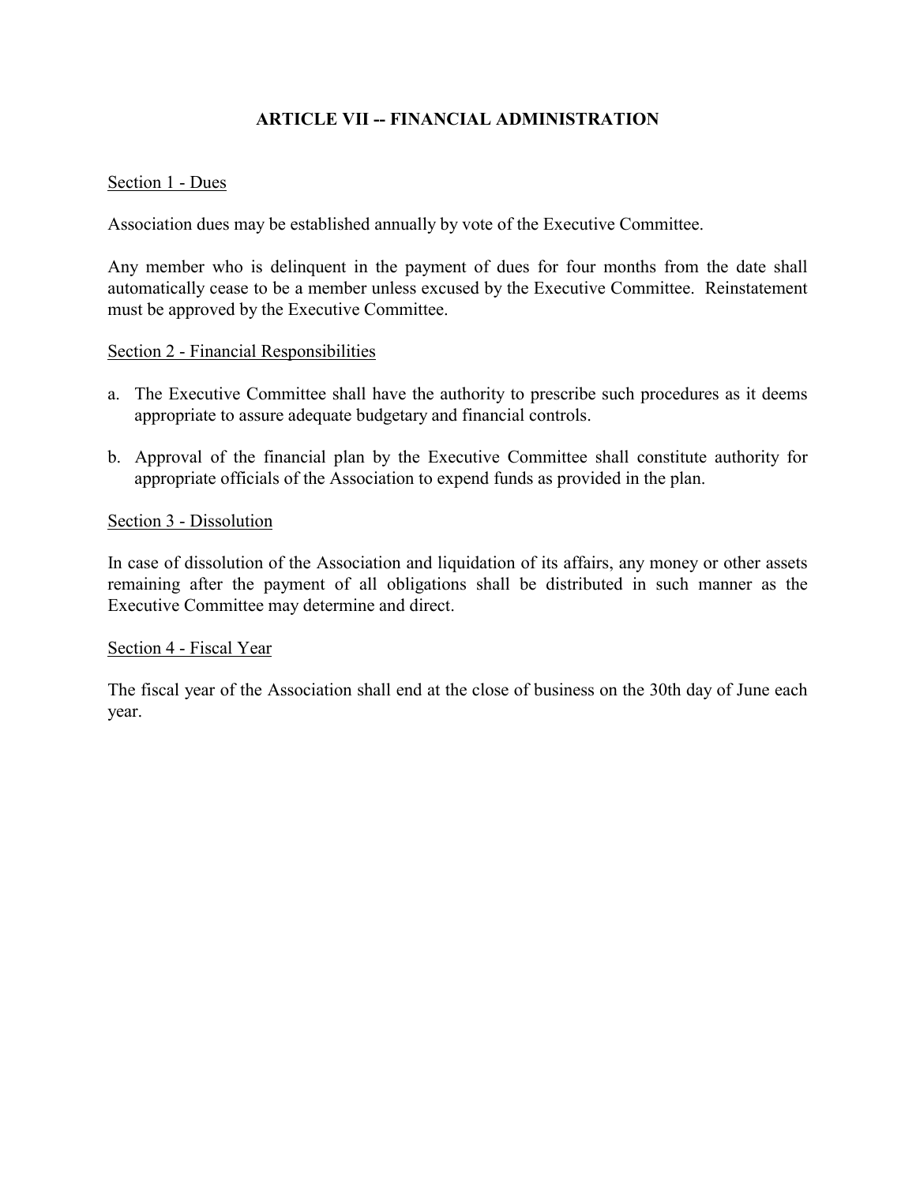## ARTICLE VII -- FINANCIAL ADMINISTRATION

Section 1 - Dues

Association dues may be established annually by vote of the Executive Committee.

Any member who is delinquent in the payment of dues for four months from the date shall automatically cease to be a member unless excused by the Executive Committee. Reinstatement must be approved by the Executive Committee.

Section 2 - Financial Responsibilities

a. The Executive Committee shall have the authority to prescribe such procedures as it deems appropriate to assure adequate budgetary and financial controls.

b. Approval of the financial plan by the Executive Committee shall constitute authority for appropriate officials of the Association to expend funds as provided in the plan.

Section 3 - Dissolution

In case of dissolution of the Association and liquidation of its affairs, any money or other assets remaining after the payment of all obligations shall be distributed in such manner as the Executive Committee may determine and direct.

Section 4 - Fiscal Year

The fiscal year of the Association shall end at the close of business on the 30th day of June each year.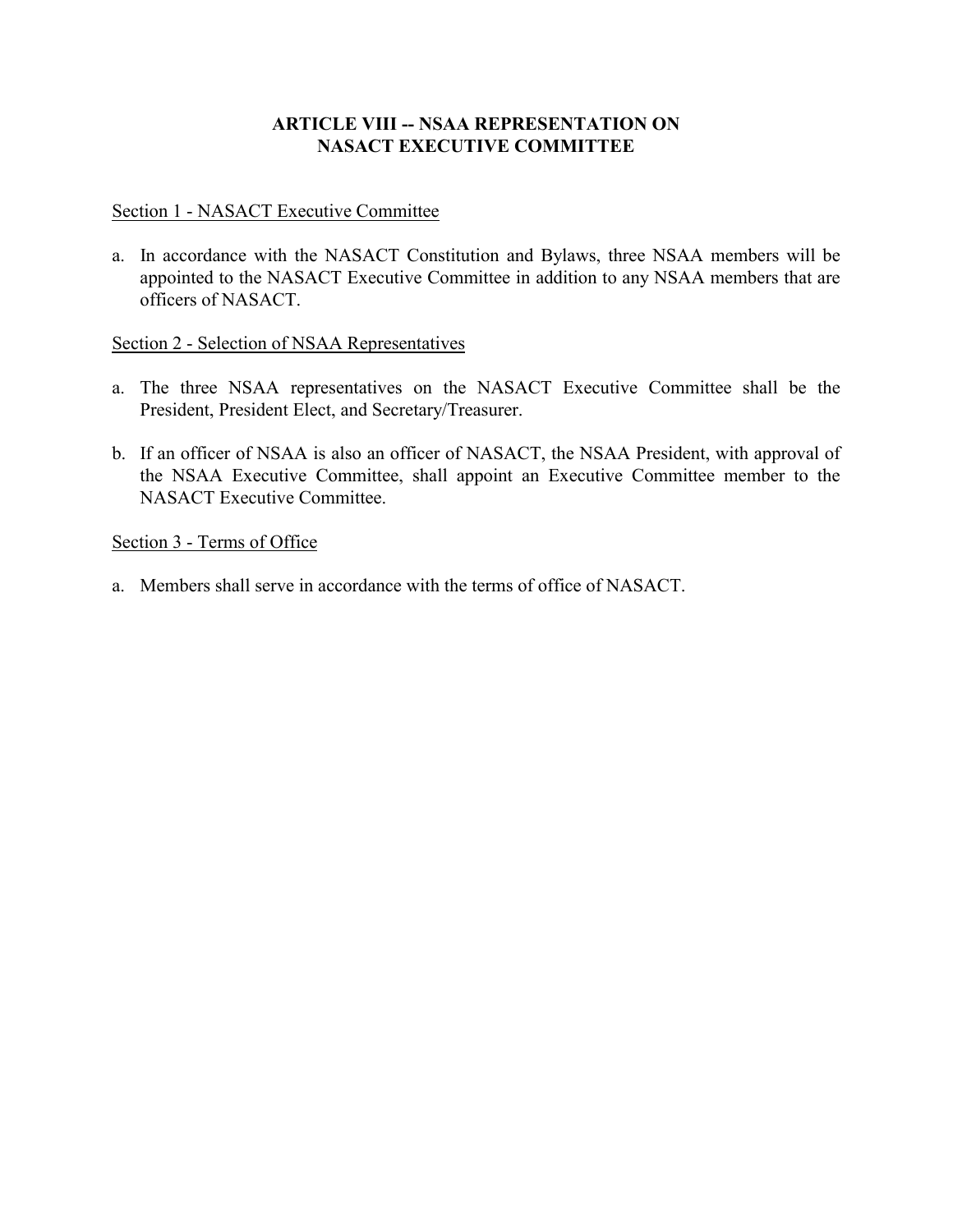## ARTICLE VIII -- NSAA REPRESENTATION ON NASACT EXECUTIVE COMMITTEE

### Section 1 - NASACT Executive Committee

a. In accordance with the NASACT Constitution and Bylaws, three NSAA members will be appointed to the NASACT Executive Committee in addition to any NSAA members that are officers of NASACT.

### Section 2 - Selection of NSAA Representatives

a. The three NSAA representatives on the NASACT Executive Committee shall be the President, President Elect, and Secretary/Treasurer.

b. If an officer of NSAA is also an officer of NASACT, the NSAA President, with approval of the NSAA Executive Committee, shall appoint an Executive Committee member to the NASACT Executive Committee.

### Section 3 - Terms of Office

a. Members shall serve in accordance with the terms of office of NASACT.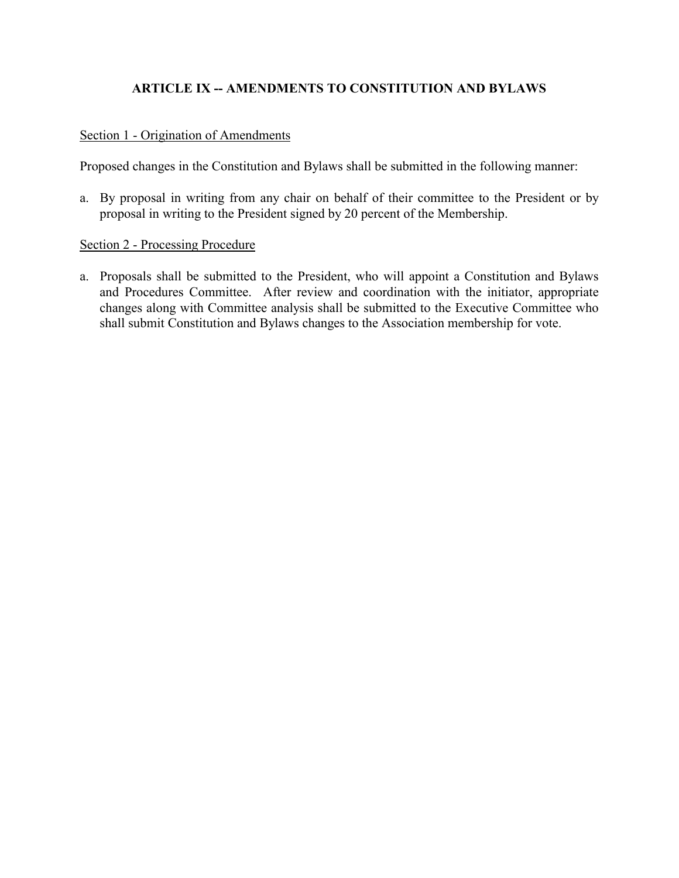## ARTICLE IX -- AMENDMENTS TO CONSTITUTION AND BYLAWS

Section 1 - Origination of Amendments

Proposed changes in the Constitution and Bylaws shall be submitted in the following manner:

a. By proposal in writing from any chair on behalf of their committee to the President or by proposal in writing to the President signed by 20 percent of the Membership.

Section 2 - Processing Procedure

a. Proposals shall be submitted to the President, who will appoint a Constitution and Bylaws and Procedures Committee. After review and coordination with the initiator, appropriate changes along with Committee analysis shall be submitted to the Executive Committee who shall submit Constitution and Bylaws changes to the Association membership for vote.